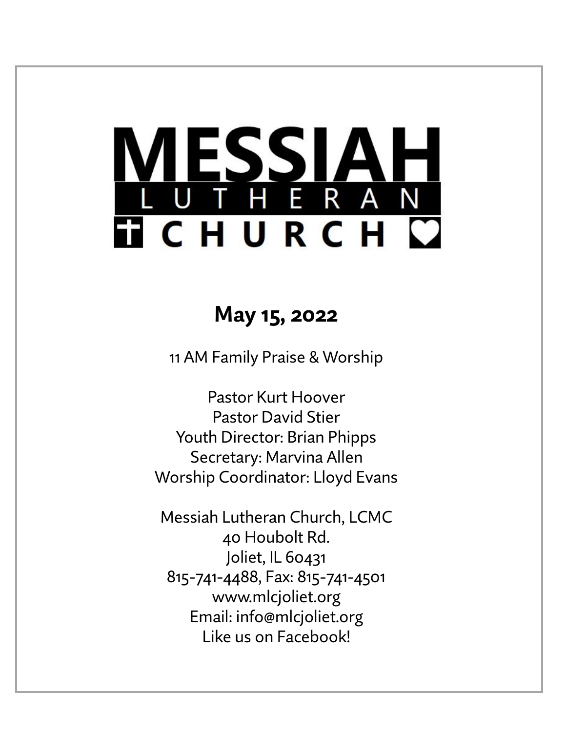# MESSIAH LUTHERAN CHURCH

## May 15, 2022

11 AM Family Praise & Worship

Pastor Kurt Hoover
Pastor David Stier
Youth Director: Brian Phipps
Secretary: Marvina Allen
Worship Coordinator: Lloyd Evans

Messiah Lutheran Church, LCMC
40 Houbolt Rd.
Joliet, IL 60431
815-741-4488, Fax: 815-741-4501
www.mlcjoliet.org
Email: info@mlcjoliet.org
Like us on Facebook!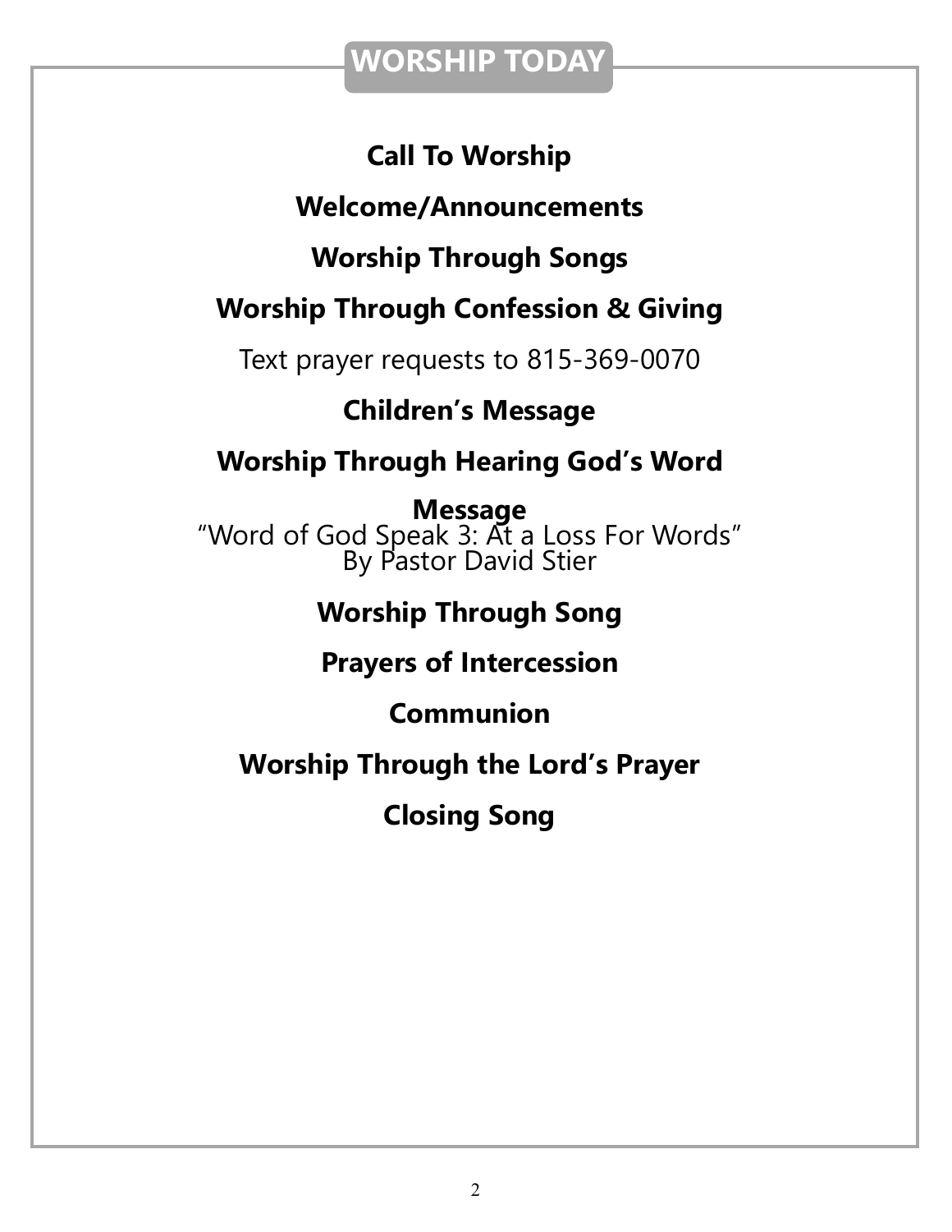# WORSHIP TODAY

**Call To Worship**

**Welcome/Announcements**

**Worship Through Songs**

**Worship Through Confession & Giving**

Text prayer requests to 815-369-0070

**Children's Message**

**Worship Through Hearing God's Word**

**Message**

"Word of God Speak 3: At a Loss For Words"
By Pastor David Stier

**Worship Through Song**

**Prayers of Intercession**

**Communion**

**Worship Through the Lord's Prayer**

**Closing Song**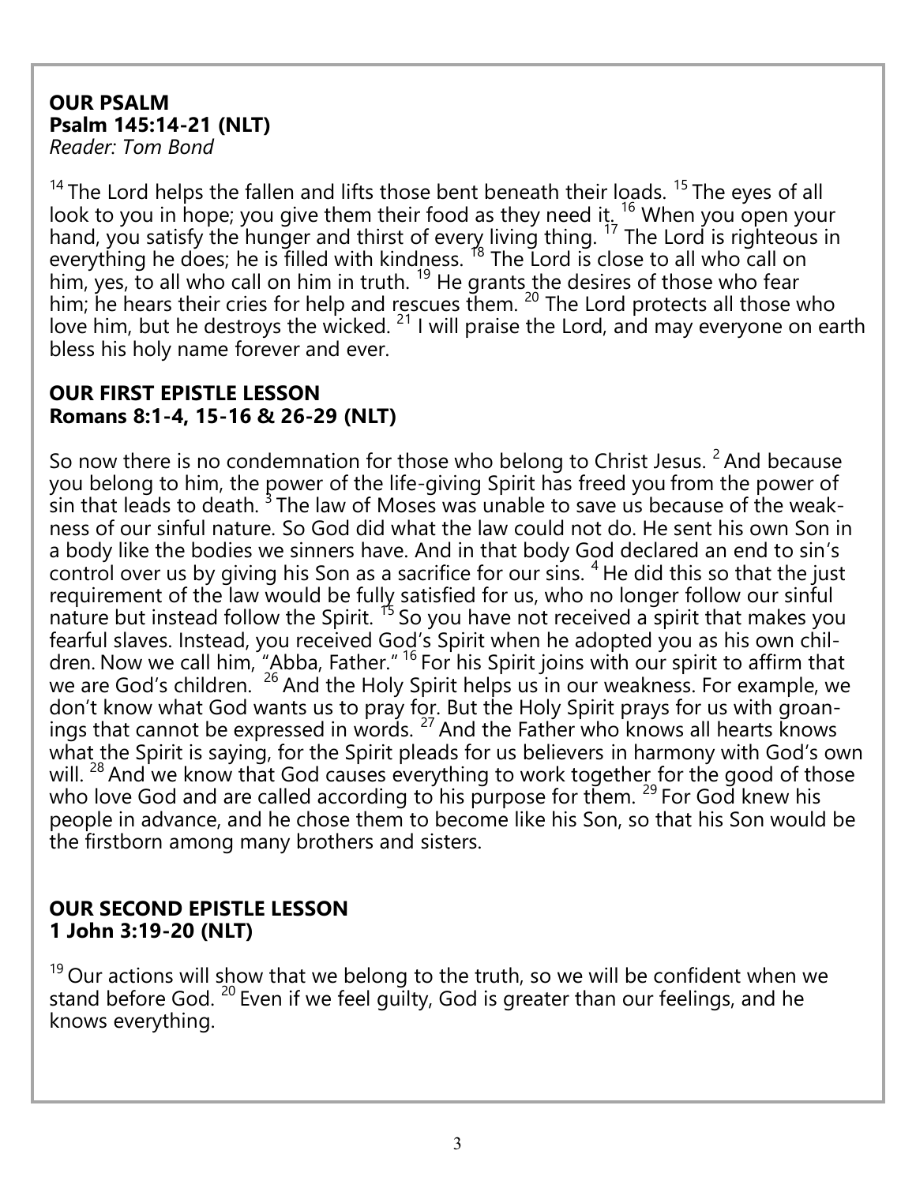**OUR PSALM**
**Psalm 145:14-21 (NLT)**
*Reader: Tom Bond*

[14] The Lord helps the fallen and lifts those bent beneath their loads. [15] The eyes of all look to you in hope; you give them their food as they need it. [16] When you open your hand, you satisfy the hunger and thirst of every living thing. [17] The Lord is righteous in everything he does; he is filled with kindness. [18] The Lord is close to all who call on him, yes, to all who call on him in truth. [19] He grants the desires of those who fear him; he hears their cries for help and rescues them. [20] The Lord protects all those who love him, but he destroys the wicked. [21] I will praise the Lord, and may everyone on earth bless his holy name forever and ever.

**OUR FIRST EPISTLE LESSON**
**Romans 8:1-4, 15-16 & 26-29 (NLT)**

So now there is no condemnation for those who belong to Christ Jesus. [2] And because you belong to him, the power of the life-giving Spirit has freed you from the power of sin that leads to death. [3] The law of Moses was unable to save us because of the weakness of our sinful nature. So God did what the law could not do. He sent his own Son in a body like the bodies we sinners have. And in that body God declared an end to sin's control over us by giving his Son as a sacrifice for our sins. [4] He did this so that the just requirement of the law would be fully satisfied for us, who no longer follow our sinful nature but instead follow the Spirit. [15] So you have not received a spirit that makes you fearful slaves. Instead, you received God's Spirit when he adopted you as his own children. Now we call him, "Abba, Father." [16] For his Spirit joins with our spirit to affirm that we are God's children. [26] And the Holy Spirit helps us in our weakness. For example, we don't know what God wants us to pray for. But the Holy Spirit prays for us with groanings that cannot be expressed in words. [27] And the Father who knows all hearts knows what the Spirit is saying, for the Spirit pleads for us believers in harmony with God's own will. [28] And we know that God causes everything to work together for the good of those who love God and are called according to his purpose for them. [29] For God knew his people in advance, and he chose them to become like his Son, so that his Son would be the firstborn among many brothers and sisters.

**OUR SECOND EPISTLE LESSON**
**1 John 3:19-20 (NLT)**

[19] Our actions will show that we belong to the truth, so we will be confident when we stand before God. [20] Even if we feel guilty, God is greater than our feelings, and he knows everything.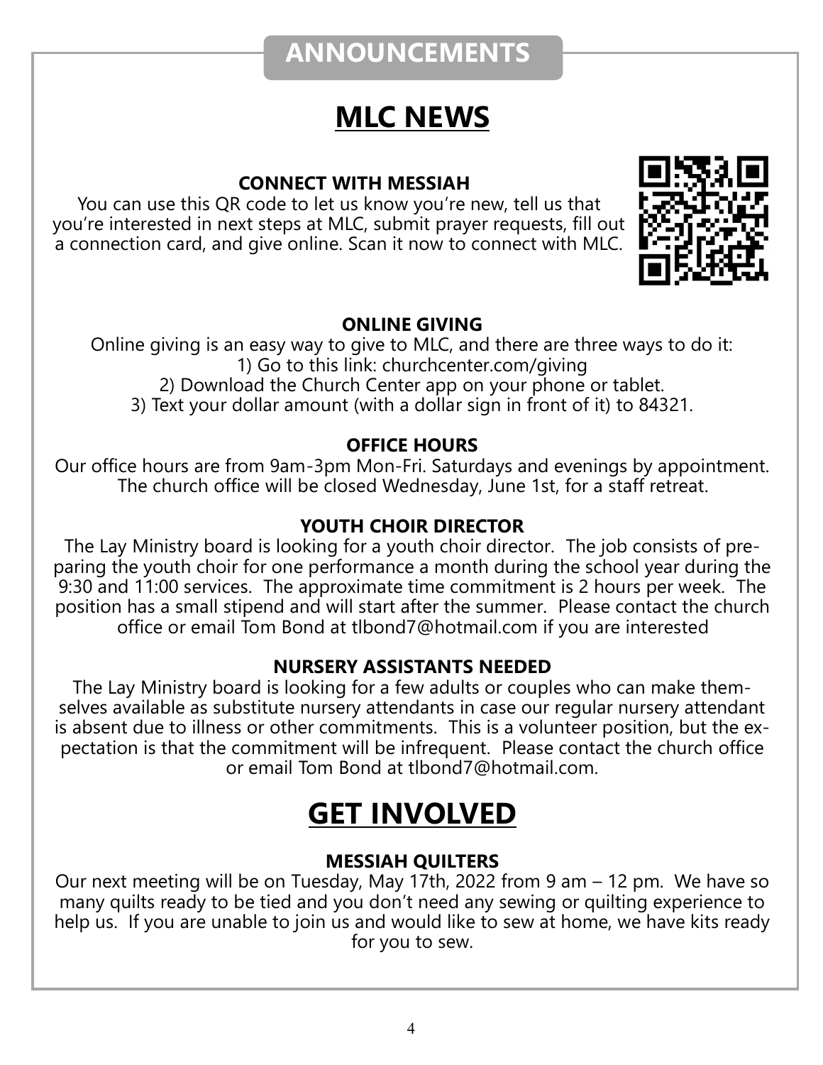# ANNOUNCEMENTS

## MLC NEWS

### CONNECT WITH MESSIAH

You can use this QR code to let us know you're new, tell us that you're interested in next steps at MLC, submit prayer requests, fill out a connection card, and give online. Scan it now to connect with MLC.

### ONLINE GIVING

Online giving is an easy way to give to MLC, and there are three ways to do it:

1) Go to this link: churchcenter.com/giving
2) Download the Church Center app on your phone or tablet.
3) Text your dollar amount (with a dollar sign in front of it) to 84321.

### OFFICE HOURS

Our office hours are from 9am-3pm Mon-Fri. Saturdays and evenings by appointment. The church office will be closed Wednesday, June 1st, for a staff retreat.

### YOUTH CHOIR DIRECTOR

The Lay Ministry board is looking for a youth choir director. The job consists of preparing the youth choir for one performance a month during the school year during the 9:30 and 11:00 services. The approximate time commitment is 2 hours per week. The position has a small stipend and will start after the summer. Please contact the church office or email Tom Bond at tlbond7@hotmail.com if you are interested

### NURSERY ASSISTANTS NEEDED

The Lay Ministry board is looking for a few adults or couples who can make themselves available as substitute nursery attendants in case our regular nursery attendant is absent due to illness or other commitments. This is a volunteer position, but the expectation is that the commitment will be infrequent. Please contact the church office or email Tom Bond at tlbond7@hotmail.com.

## GET INVOLVED

### MESSIAH QUILTERS

Our next meeting will be on Tuesday, May 17th, 2022 from 9 am – 12 pm. We have so many quilts ready to be tied and you don't need any sewing or quilting experience to help us. If you are unable to join us and would like to sew at home, we have kits ready for you to sew.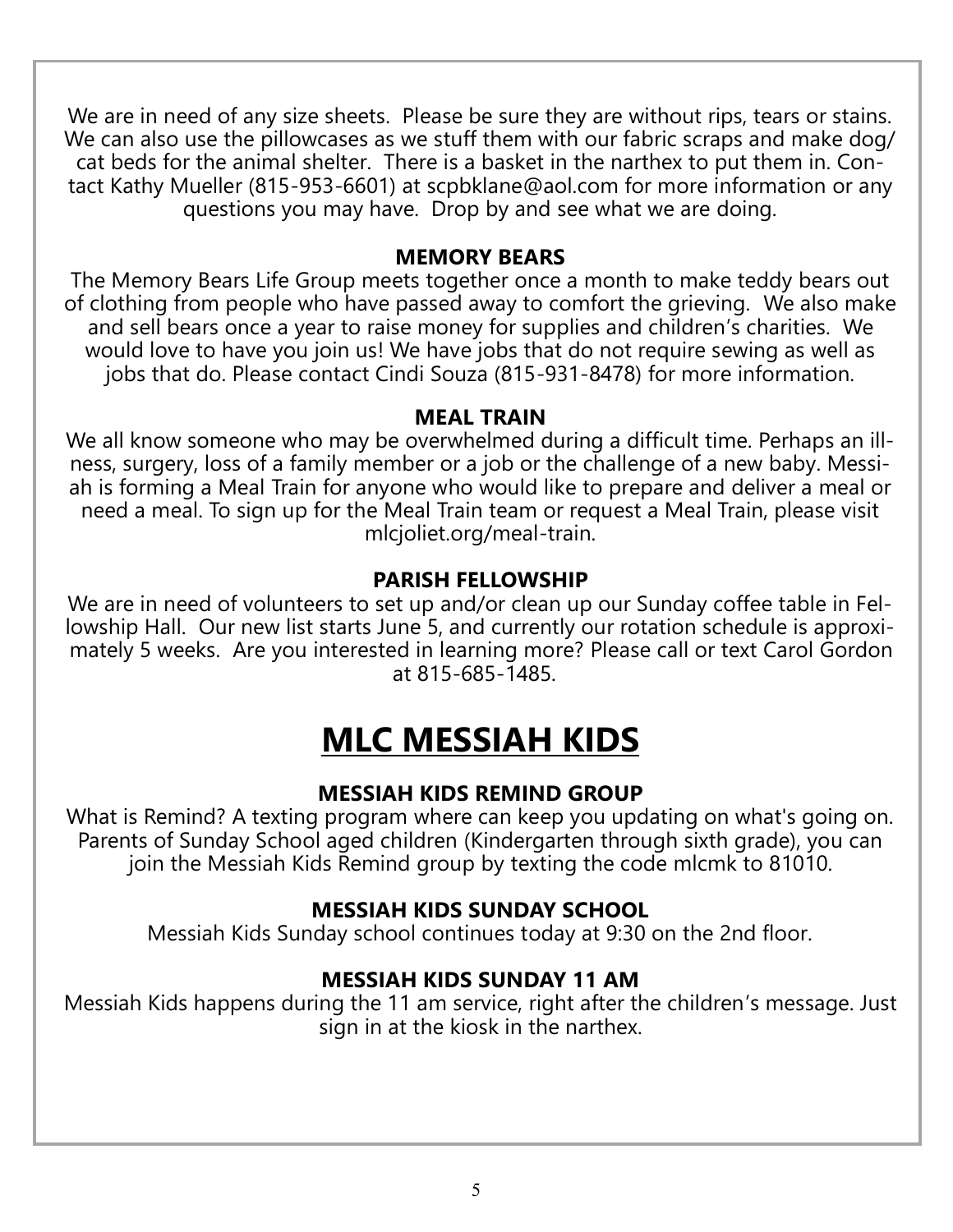We are in need of any size sheets. Please be sure they are without rips, tears or stains. We can also use the pillowcases as we stuff them with our fabric scraps and make dog/cat beds for the animal shelter. There is a basket in the narthex to put them in. Contact Kathy Mueller (815-953-6601) at scpbklane@aol.com for more information or any questions you may have. Drop by and see what we are doing.

### MEMORY BEARS

The Memory Bears Life Group meets together once a month to make teddy bears out of clothing from people who have passed away to comfort the grieving. We also make and sell bears once a year to raise money for supplies and children's charities. We would love to have you join us! We have jobs that do not require sewing as well as jobs that do. Please contact Cindi Souza (815-931-8478) for more information.

### MEAL TRAIN

We all know someone who may be overwhelmed during a difficult time. Perhaps an illness, surgery, loss of a family member or a job or the challenge of a new baby. Messiah is forming a Meal Train for anyone who would like to prepare and deliver a meal or need a meal. To sign up for the Meal Train team or request a Meal Train, please visit mlcjoliet.org/meal-train.

### PARISH FELLOWSHIP

We are in need of volunteers to set up and/or clean up our Sunday coffee table in Fellowship Hall. Our new list starts June 5, and currently our rotation schedule is approximately 5 weeks. Are you interested in learning more? Please call or text Carol Gordon at 815-685-1485.

## MLC MESSIAH KIDS

### MESSIAH KIDS REMIND GROUP

What is Remind? A texting program where can keep you updating on what's going on. Parents of Sunday School aged children (Kindergarten through sixth grade), you can join the Messiah Kids Remind group by texting the code mlcmk to 81010.

### MESSIAH KIDS SUNDAY SCHOOL

Messiah Kids Sunday school continues today at 9:30 on the 2nd floor.

### MESSIAH KIDS SUNDAY 11 AM

Messiah Kids happens during the 11 am service, right after the children's message. Just sign in at the kiosk in the narthex.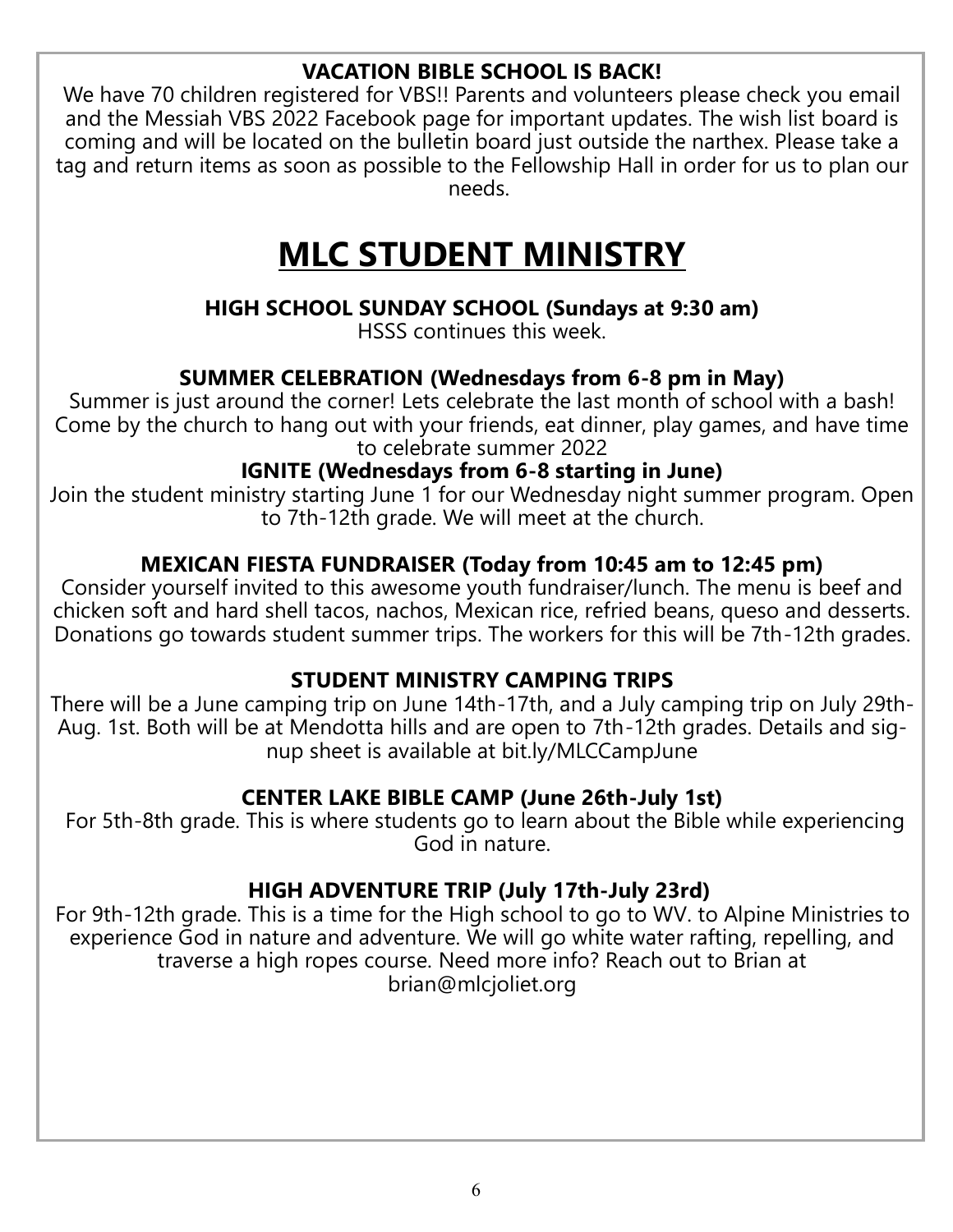**VACATION BIBLE SCHOOL IS BACK!**

We have 70 children registered for VBS!! Parents and volunteers please check you email and the Messiah VBS 2022 Facebook page for important updates. The wish list board is coming and will be located on the bulletin board just outside the narthex. Please take a tag and return items as soon as possible to the Fellowship Hall in order for us to plan our needs.

# MLC STUDENT MINISTRY

**HIGH SCHOOL SUNDAY SCHOOL (Sundays at 9:30 am)**

HSSS continues this week.

**SUMMER CELEBRATION (Wednesdays from 6-8 pm in May)**

Summer is just around the corner! Lets celebrate the last month of school with a bash! Come by the church to hang out with your friends, eat dinner, play games, and have time to celebrate summer 2022

**IGNITE (Wednesdays from 6-8 starting in June)**

Join the student ministry starting June 1 for our Wednesday night summer program. Open to 7th-12th grade. We will meet at the church.

**MEXICAN FIESTA FUNDRAISER (Today from 10:45 am to 12:45 pm)**

Consider yourself invited to this awesome youth fundraiser/lunch. The menu is beef and chicken soft and hard shell tacos, nachos, Mexican rice, refried beans, queso and desserts. Donations go towards student summer trips. The workers for this will be 7th-12th grades.

**STUDENT MINISTRY CAMPING TRIPS**

There will be a June camping trip on June 14th-17th, and a July camping trip on July 29th-Aug. 1st. Both will be at Mendotta hills and are open to 7th-12th grades. Details and sign-up sheet is available at bit.ly/MLCCampJune

**CENTER LAKE BIBLE CAMP (June 26th-July 1st)**

For 5th-8th grade. This is where students go to learn about the Bible while experiencing God in nature.

**HIGH ADVENTURE TRIP (July 17th-July 23rd)**

For 9th-12th grade. This is a time for the High school to go to WV. to Alpine Ministries to experience God in nature and adventure. We will go white water rafting, repelling, and traverse a high ropes course. Need more info? Reach out to Brian at brian@mlcjoliet.org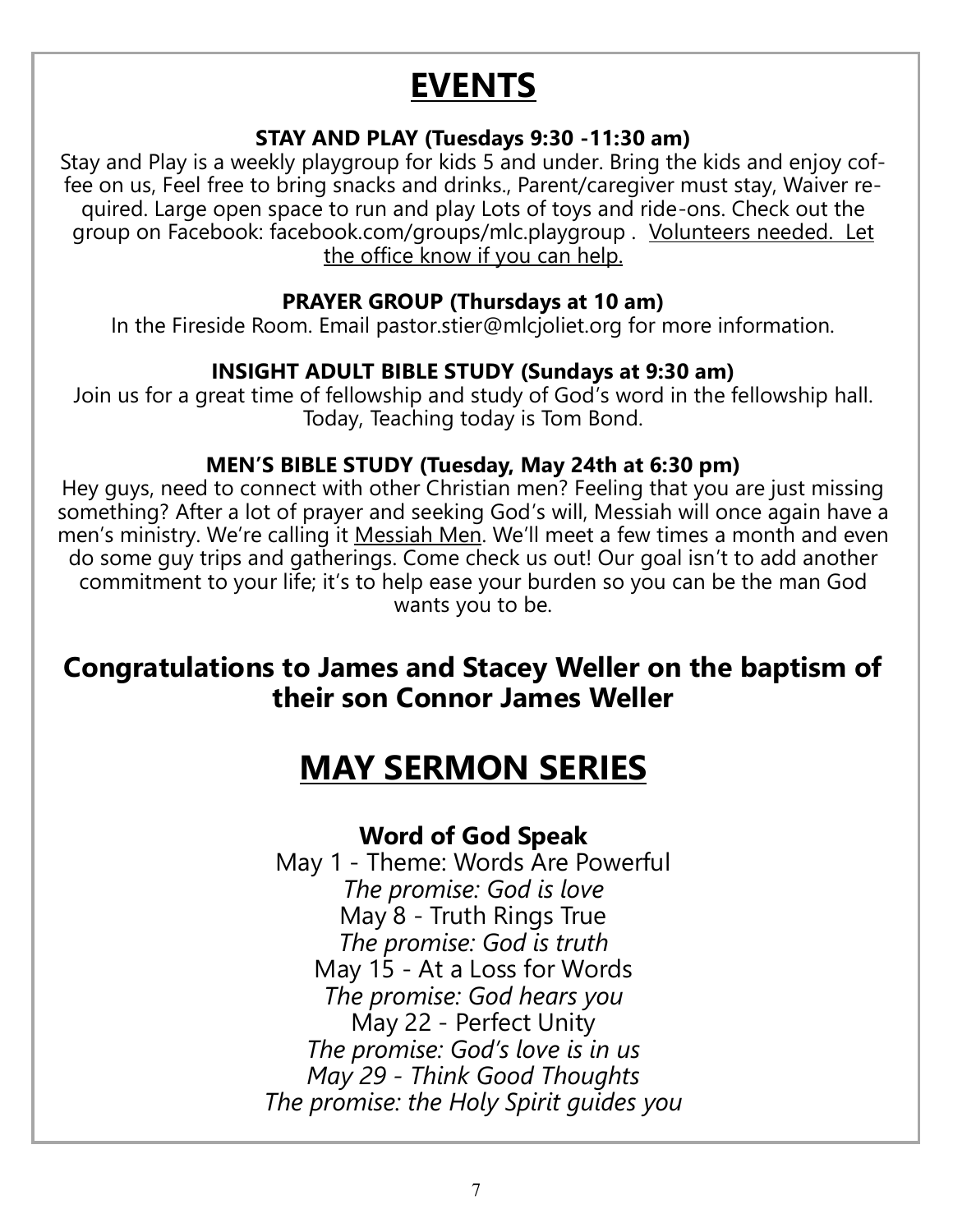# EVENTS

**STAY AND PLAY (Tuesdays 9:30 -11:30 am)**

Stay and Play is a weekly playgroup for kids 5 and under. Bring the kids and enjoy coffee on us, Feel free to bring snacks and drinks., Parent/caregiver must stay, Waiver required. Large open space to run and play Lots of toys and ride-ons. Check out the group on Facebook: facebook.com/groups/mlc.playgroup . Volunteers needed. Let the office know if you can help.

**PRAYER GROUP (Thursdays at 10 am)**

In the Fireside Room. Email pastor.stier@mlcjoliet.org for more information.

**INSIGHT ADULT BIBLE STUDY (Sundays at 9:30 am)**

Join us for a great time of fellowship and study of God's word in the fellowship hall. Today, Teaching today is Tom Bond.

**MEN'S BIBLE STUDY (Tuesday, May 24th at 6:30 pm)**

Hey guys, need to connect with other Christian men? Feeling that you are just missing something? After a lot of prayer and seeking God's will, Messiah will once again have a men's ministry. We're calling it Messiah Men. We'll meet a few times a month and even do some guy trips and gatherings. Come check us out! Our goal isn't to add another commitment to your life; it's to help ease your burden so you can be the man God wants you to be.

## Congratulations to James and Stacey Weller on the baptism of their son Connor James Weller

# MAY SERMON SERIES

### Word of God Speak

May 1 - Theme: Words Are Powerful
*The promise: God is love*
May 8 - Truth Rings True
*The promise: God is truth*
May 15 - At a Loss for Words
*The promise: God hears you*
May 22 - Perfect Unity
*The promise: God's love is in us*
*May 29 - Think Good Thoughts*
*The promise: the Holy Spirit guides you*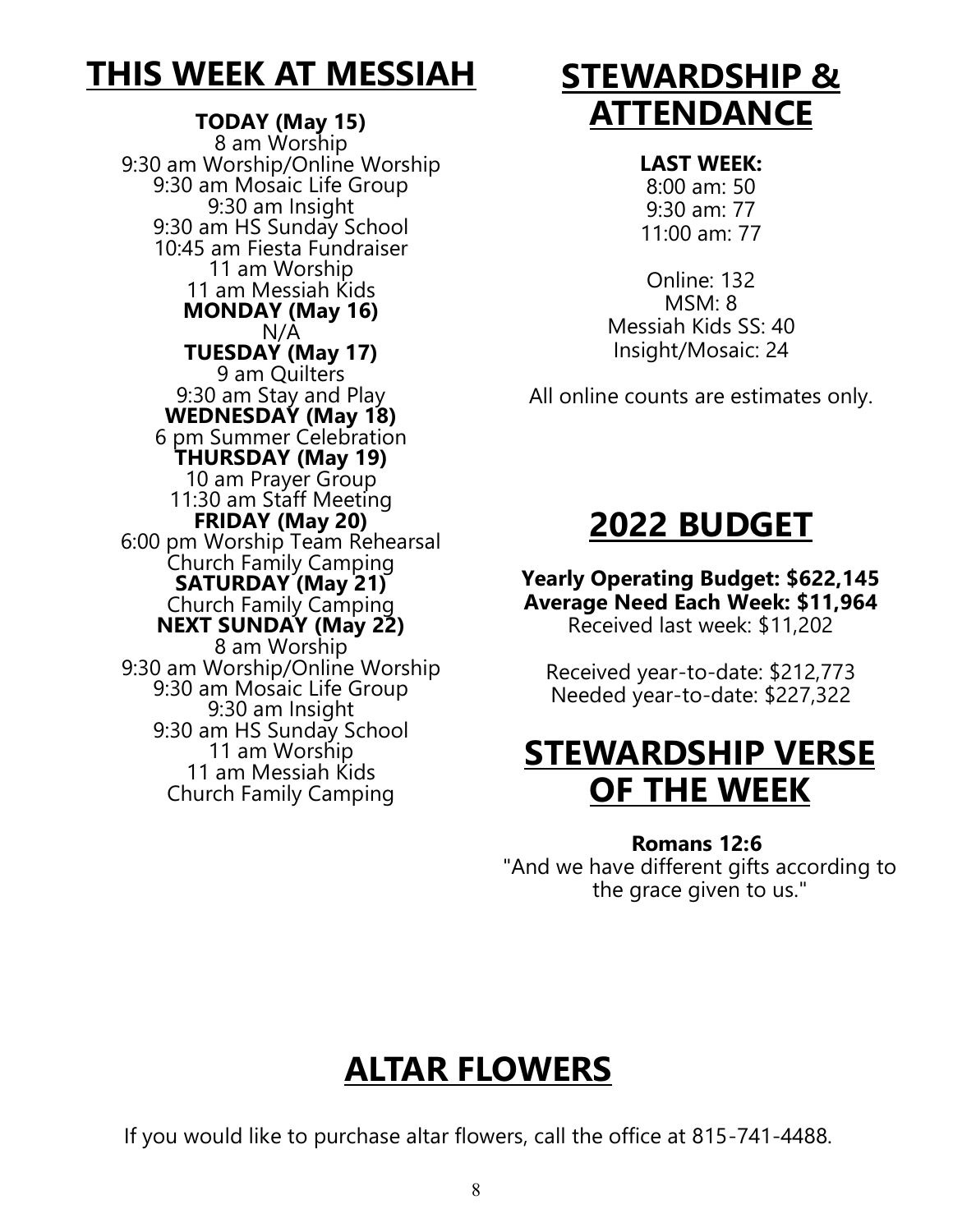# THIS WEEK AT MESSIAH

**TODAY (May 15)**
8 am Worship
9:30 am Worship/Online Worship
9:30 am Mosaic Life Group
9:30 am Insight
9:30 am HS Sunday School
10:45 am Fiesta Fundraiser
11 am Worship
11 am Messiah Kids

**MONDAY (May 16)**
N/A

**TUESDAY (May 17)**
9 am Quilters
9:30 am Stay and Play

**WEDNESDAY (May 18)**
6 pm Summer Celebration

**THURSDAY (May 19)**
10 am Prayer Group
11:30 am Staff Meeting

**FRIDAY (May 20)**
6:00 pm Worship Team Rehearsal
Church Family Camping

**SATURDAY (May 21)**
Church Family Camping

**NEXT SUNDAY (May 22)**
8 am Worship
9:30 am Worship/Online Worship
9:30 am Mosaic Life Group
9:30 am Insight
9:30 am HS Sunday School
11 am Worship
11 am Messiah Kids
Church Family Camping

# STEWARDSHIP & ATTENDANCE

**LAST WEEK:**
8:00 am: 50
9:30 am: 77
11:00 am: 77

Online: 132
MSM: 8
Messiah Kids SS: 40
Insight/Mosaic: 24

All online counts are estimates only.

# 2022 BUDGET

**Yearly Operating Budget: $622,145**
**Average Need Each Week: $11,964**
Received last week: $11,202

Received year-to-date: $212,773
Needed year-to-date: $227,322

# STEWARDSHIP VERSE OF THE WEEK

**Romans 12:6**
"And we have different gifts according to the grace given to us."

# ALTAR FLOWERS

If you would like to purchase altar flowers, call the office at 815-741-4488.